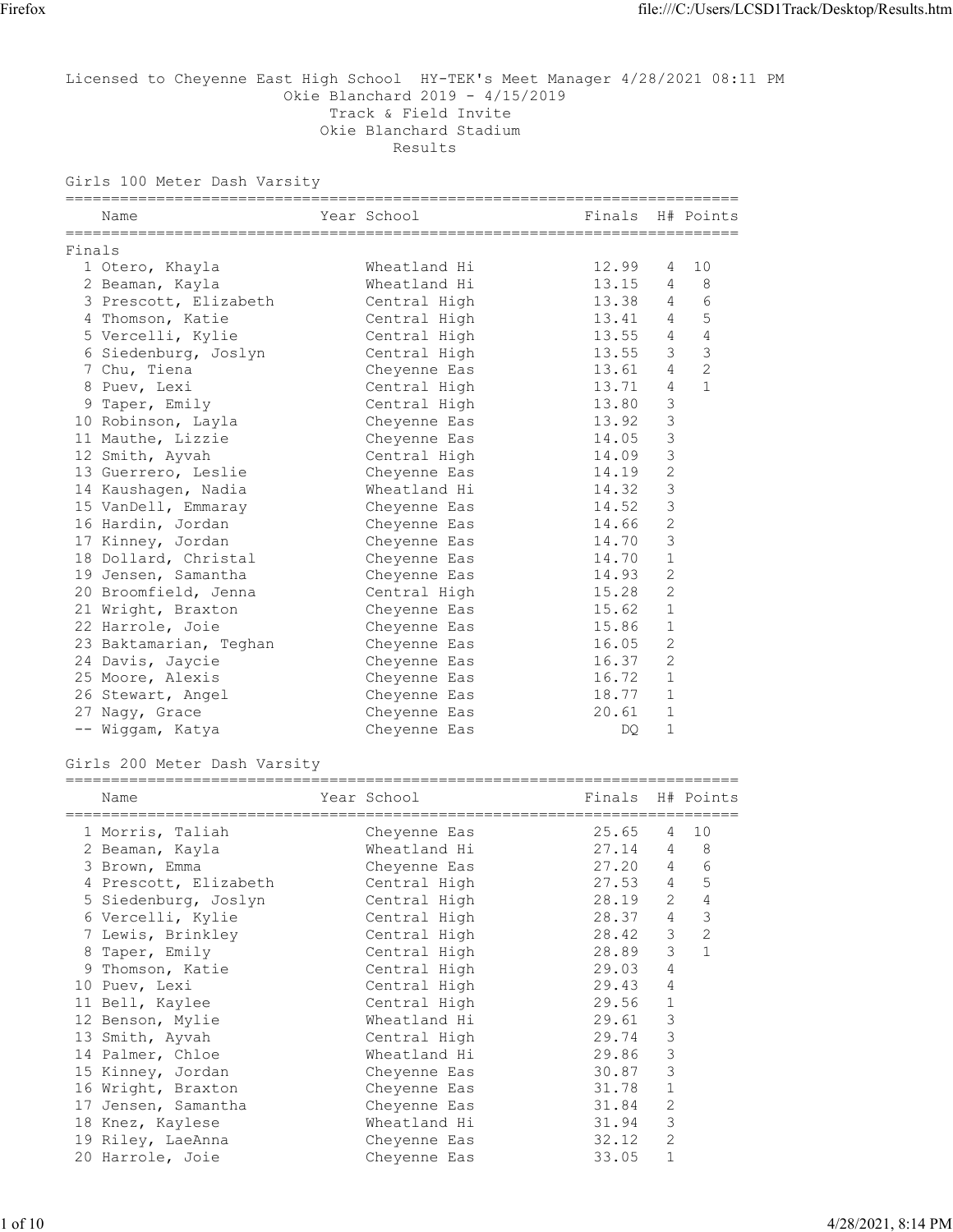Licensed to Cheyenne East High School HY-TEK's Meet Manager 4/28/2021 08:11 PM

Okie Blanchard 2019 - 4/15/2019

Track & Field Invite

Okie Blanchard Stadium

Results

## Girls 100 Meter Dash Varsity

Finals

| | Name | Year | School | Finals | H# | Points |
|---|---|---|---|---|---|---|
| 1 | Otero, Khayla | | Wheatland Hi | 12.99 | 4 | 10 |
| 2 | Beaman, Kayla | | Wheatland Hi | 13.15 | 4 | 8 |
| 3 | Prescott, Elizabeth | | Central High | 13.38 | 4 | 6 |
| 4 | Thomson, Katie | | Central High | 13.41 | 4 | 5 |
| 5 | Vercelli, Kylie | | Central High | 13.55 | 4 | 4 |
| 6 | Siedenburg, Joslyn | | Central High | 13.55 | 3 | 3 |
| 7 | Chu, Tiena | | Cheyenne Eas | 13.61 | 4 | 2 |
| 8 | Puev, Lexi | | Central High | 13.71 | 4 | 1 |
| 9 | Taper, Emily | | Central High | 13.80 | 3 | |
| 10 | Robinson, Layla | | Cheyenne Eas | 13.92 | 3 | |
| 11 | Mauthe, Lizzie | | Cheyenne Eas | 14.05 | 3 | |
| 12 | Smith, Ayvah | | Central High | 14.09 | 3 | |
| 13 | Guerrero, Leslie | | Cheyenne Eas | 14.19 | 2 | |
| 14 | Kaushagen, Nadia | | Wheatland Hi | 14.32 | 3 | |
| 15 | VanDell, Emmaray | | Cheyenne Eas | 14.52 | 3 | |
| 16 | Hardin, Jordan | | Cheyenne Eas | 14.66 | 2 | |
| 17 | Kinney, Jordan | | Cheyenne Eas | 14.70 | 3 | |
| 18 | Dollard, Christal | | Cheyenne Eas | 14.70 | 1 | |
| 19 | Jensen, Samantha | | Cheyenne Eas | 14.93 | 2 | |
| 20 | Broomfield, Jenna | | Central High | 15.28 | 2 | |
| 21 | Wright, Braxton | | Cheyenne Eas | 15.62 | 1 | |
| 22 | Harrole, Joie | | Cheyenne Eas | 15.86 | 1 | |
| 23 | Baktamarian, Teghan | | Cheyenne Eas | 16.05 | 2 | |
| 24 | Davis, Jaycie | | Cheyenne Eas | 16.37 | 2 | |
| 25 | Moore, Alexis | | Cheyenne Eas | 16.72 | 1 | |
| 26 | Stewart, Angel | | Cheyenne Eas | 18.77 | 1 | |
| 27 | Nagy, Grace | | Cheyenne Eas | 20.61 | 1 | |
| -- | Wiggam, Katya | | Cheyenne Eas | DQ | 1 | |

## Girls 200 Meter Dash Varsity

| | Name | Year | School | Finals | H# | Points |
|---|---|---|---|---|---|---|
| 1 | Morris, Taliah | | Cheyenne Eas | 25.65 | 4 | 10 |
| 2 | Beaman, Kayla | | Wheatland Hi | 27.14 | 4 | 8 |
| 3 | Brown, Emma | | Cheyenne Eas | 27.20 | 4 | 6 |
| 4 | Prescott, Elizabeth | | Central High | 27.53 | 4 | 5 |
| 5 | Siedenburg, Joslyn | | Central High | 28.19 | 2 | 4 |
| 6 | Vercelli, Kylie | | Central High | 28.37 | 4 | 3 |
| 7 | Lewis, Brinkley | | Central High | 28.42 | 3 | 2 |
| 8 | Taper, Emily | | Central High | 28.89 | 3 | 1 |
| 9 | Thomson, Katie | | Central High | 29.03 | 4 | |
| 10 | Puev, Lexi | | Central High | 29.43 | 4 | |
| 11 | Bell, Kaylee | | Central High | 29.56 | 1 | |
| 12 | Benson, Mylie | | Wheatland Hi | 29.61 | 3 | |
| 13 | Smith, Ayvah | | Central High | 29.74 | 3 | |
| 14 | Palmer, Chloe | | Wheatland Hi | 29.86 | 3 | |
| 15 | Kinney, Jordan | | Cheyenne Eas | 30.87 | 3 | |
| 16 | Wright, Braxton | | Cheyenne Eas | 31.78 | 1 | |
| 17 | Jensen, Samantha | | Cheyenne Eas | 31.84 | 2 | |
| 18 | Knez, Kaylese | | Wheatland Hi | 31.94 | 3 | |
| 19 | Riley, LaeAnna | | Cheyenne Eas | 32.12 | 2 | |
| 20 | Harrole, Joie | | Cheyenne Eas | 33.05 | 1 | |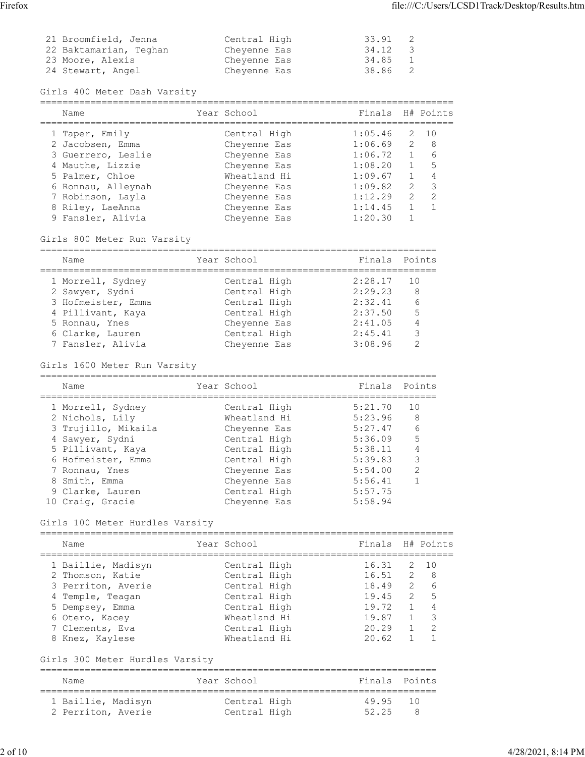| Place | Name | Year | School | Finals | H# |
|---|---|---|---|---|---|
| 21 | Broomfield, Jenna | | Central High | 33.91 | 2 |
| 22 | Baktamarian, Teghan | | Cheyenne Eas | 34.12 | 3 |
| 23 | Moore, Alexis | | Cheyenne Eas | 34.85 | 1 |
| 24 | Stewart, Angel | | Cheyenne Eas | 38.86 | 2 |

## Girls 400 Meter Dash Varsity

| Place | Name | Year | School | Finals | H# | Points |
|---|---|---|---|---|---|---|
| 1 | Taper, Emily | | Central High | 1:05.46 | 2 | 10 |
| 2 | Jacobsen, Emma | | Cheyenne Eas | 1:06.69 | 2 | 8 |
| 3 | Guerrero, Leslie | | Cheyenne Eas | 1:06.72 | 1 | 6 |
| 4 | Mauthe, Lizzie | | Cheyenne Eas | 1:08.20 | 1 | 5 |
| 5 | Palmer, Chloe | | Wheatland Hi | 1:09.67 | 1 | 4 |
| 6 | Ronnau, Alleynah | | Cheyenne Eas | 1:09.82 | 2 | 3 |
| 7 | Robinson, Layla | | Cheyenne Eas | 1:12.29 | 2 | 2 |
| 8 | Riley, LaeAnna | | Cheyenne Eas | 1:14.45 | 1 | 1 |
| 9 | Fansler, Alivia | | Cheyenne Eas | 1:20.30 | 1 | |

## Girls 800 Meter Run Varsity

| Place | Name | Year | School | Finals | Points |
|---|---|---|---|---|---|
| 1 | Morrell, Sydney | | Central High | 2:28.17 | 10 |
| 2 | Sawyer, Sydni | | Central High | 2:29.23 | 8 |
| 3 | Hofmeister, Emma | | Central High | 2:32.41 | 6 |
| 4 | Pillivant, Kaya | | Central High | 2:37.50 | 5 |
| 5 | Ronnau, Ynes | | Cheyenne Eas | 2:41.05 | 4 |
| 6 | Clarke, Lauren | | Central High | 2:45.41 | 3 |
| 7 | Fansler, Alivia | | Cheyenne Eas | 3:08.96 | 2 |

## Girls 1600 Meter Run Varsity

| Place | Name | Year | School | Finals | Points |
|---|---|---|---|---|---|
| 1 | Morrell, Sydney | | Central High | 5:21.70 | 10 |
| 2 | Nichols, Lily | | Wheatland Hi | 5:23.96 | 8 |
| 3 | Trujillo, Mikaila | | Cheyenne Eas | 5:27.47 | 6 |
| 4 | Sawyer, Sydni | | Central High | 5:36.09 | 5 |
| 5 | Pillivant, Kaya | | Central High | 5:38.11 | 4 |
| 6 | Hofmeister, Emma | | Central High | 5:39.83 | 3 |
| 7 | Ronnau, Ynes | | Cheyenne Eas | 5:54.00 | 2 |
| 8 | Smith, Emma | | Cheyenne Eas | 5:56.41 | 1 |
| 9 | Clarke, Lauren | | Central High | 5:57.75 | |
| 10 | Craig, Gracie | | Cheyenne Eas | 5:58.94 | |

## Girls 100 Meter Hurdles Varsity

| Place | Name | Year | School | Finals | H# | Points |
|---|---|---|---|---|---|---|
| 1 | Baillie, Madisyn | | Central High | 16.31 | 2 | 10 |
| 2 | Thomson, Katie | | Central High | 16.51 | 2 | 8 |
| 3 | Perriton, Averie | | Central High | 18.49 | 2 | 6 |
| 4 | Temple, Teagan | | Central High | 19.45 | 2 | 5 |
| 5 | Dempsey, Emma | | Central High | 19.72 | 1 | 4 |
| 6 | Otero, Kacey | | Wheatland Hi | 19.87 | 1 | 3 |
| 7 | Clements, Eva | | Central High | 20.29 | 1 | 2 |
| 8 | Knez, Kaylese | | Wheatland Hi | 20.62 | 1 | 1 |

## Girls 300 Meter Hurdles Varsity

| Place | Name | Year | School | Finals | Points |
|---|---|---|---|---|---|
| 1 | Baillie, Madisyn | | Central High | 49.95 | 10 |
| 2 | Perriton, Averie | | Central High | 52.25 | 8 |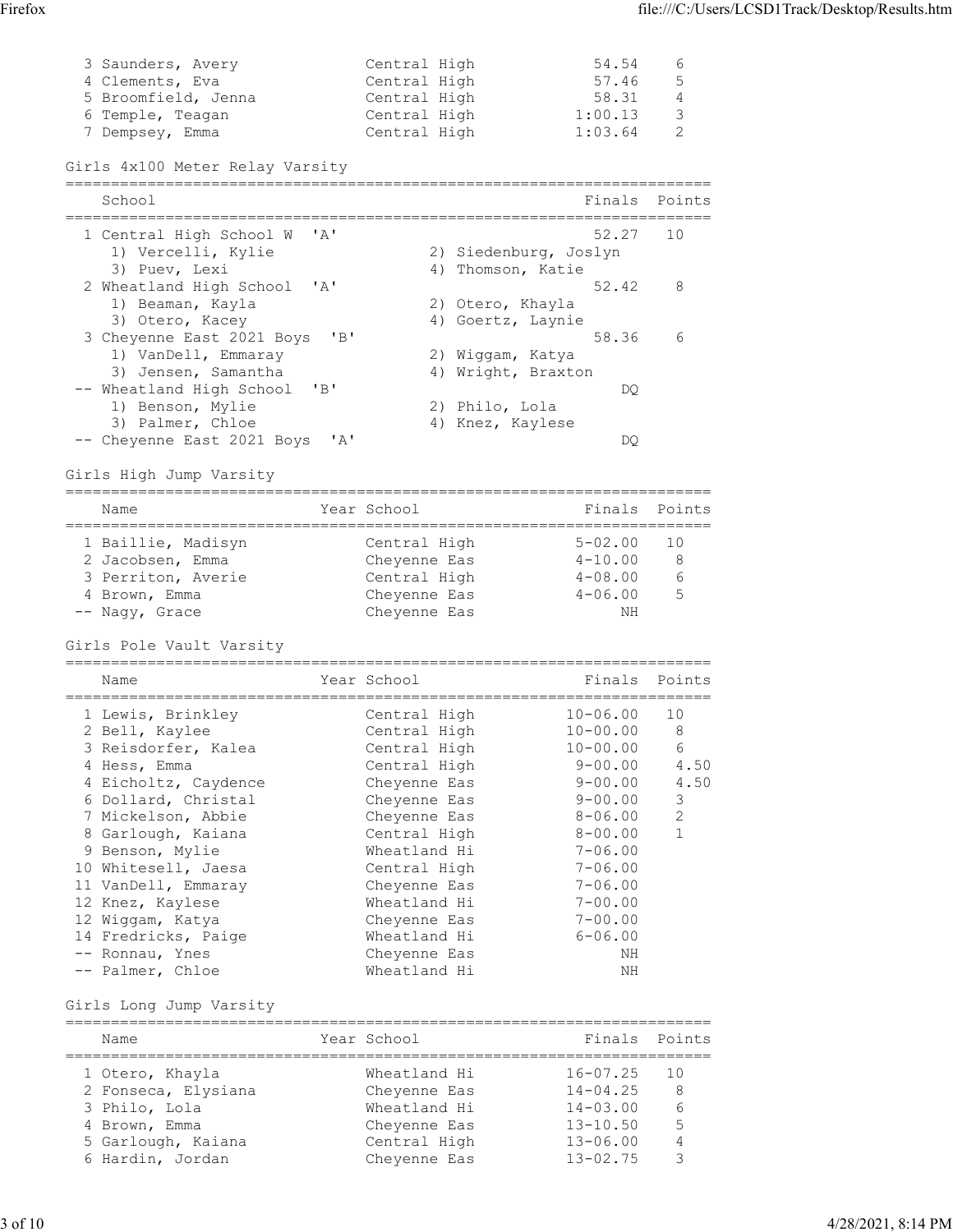| Place | Name | Year | School | Finals | Points |
|---|---|---|---|---|---|
| 3 | Saunders, Avery | | Central High | 54.54 | 6 |
| 4 | Clements, Eva | | Central High | 57.46 | 5 |
| 5 | Broomfield, Jenna | | Central High | 58.31 | 4 |
| 6 | Temple, Teagan | | Central High | 1:00.13 | 3 |
| 7 | Dempsey, Emma | | Central High | 1:03.64 | 2 |

## Girls 4x100 Meter Relay Varsity

| Place | School | Finals | Points |
|---|---|---|---|
| 1 | Central High School W 'A' | 52.27 | 10 |
| | 1) Vercelli, Kylie; 2) Siedenburg, Joslyn; 3) Puev, Lexi; 4) Thomson, Katie | | |
| 2 | Wheatland High School 'A' | 52.42 | 8 |
| | 1) Beaman, Kayla; 2) Otero, Khayla; 3) Otero, Kacey; 4) Goertz, Laynie | | |
| 3 | Cheyenne East 2021 Boys 'B' | 58.36 | 6 |
| | 1) VanDell, Emmaray; 2) Wiggam, Katya; 3) Jensen, Samantha; 4) Wright, Braxton | | |
| -- | Wheatland High School 'B' | DQ | |
| | 1) Benson, Mylie; 2) Philo, Lola; 3) Palmer, Chloe; 4) Knez, Kaylese | | |
| -- | Cheyenne East 2021 Boys 'A' | DQ | |

## Girls High Jump Varsity

| Place | Name | Year | School | Finals | Points |
|---|---|---|---|---|---|
| 1 | Baillie, Madisyn | | Central High | 5-02.00 | 10 |
| 2 | Jacobsen, Emma | | Cheyenne Eas | 4-10.00 | 8 |
| 3 | Perriton, Averie | | Central High | 4-08.00 | 6 |
| 4 | Brown, Emma | | Cheyenne Eas | 4-06.00 | 5 |
| -- | Nagy, Grace | | Cheyenne Eas | NH | |

## Girls Pole Vault Varsity

| Place | Name | Year | School | Finals | Points |
|---|---|---|---|---|---|
| 1 | Lewis, Brinkley | | Central High | 10-06.00 | 10 |
| 2 | Bell, Kaylee | | Central High | 10-00.00 | 8 |
| 3 | Reisdorfer, Kalea | | Central High | 10-00.00 | 6 |
| 4 | Hess, Emma | | Central High | 9-00.00 | 4.50 |
| 4 | Eicholtz, Caydence | | Cheyenne Eas | 9-00.00 | 4.50 |
| 6 | Dollard, Christal | | Cheyenne Eas | 9-00.00 | 3 |
| 7 | Mickelson, Abbie | | Cheyenne Eas | 8-06.00 | 2 |
| 8 | Garlough, Kaiana | | Central High | 8-00.00 | 1 |
| 9 | Benson, Mylie | | Wheatland Hi | 7-06.00 | |
| 10 | Whitesell, Jaesa | | Central High | 7-06.00 | |
| 11 | VanDell, Emmaray | | Cheyenne Eas | 7-06.00 | |
| 12 | Knez, Kaylese | | Wheatland Hi | 7-00.00 | |
| 12 | Wiggam, Katya | | Cheyenne Eas | 7-00.00 | |
| 14 | Fredricks, Paige | | Wheatland Hi | 6-06.00 | |
| -- | Ronnau, Ynes | | Cheyenne Eas | NH | |
| -- | Palmer, Chloe | | Wheatland Hi | NH | |

## Girls Long Jump Varsity

| Place | Name | Year | School | Finals | Points |
|---|---|---|---|---|---|
| 1 | Otero, Khayla | | Wheatland Hi | 16-07.25 | 10 |
| 2 | Fonseca, Elysiana | | Cheyenne Eas | 14-04.25 | 8 |
| 3 | Philo, Lola | | Wheatland Hi | 14-03.00 | 6 |
| 4 | Brown, Emma | | Cheyenne Eas | 13-10.50 | 5 |
| 5 | Garlough, Kaiana | | Central High | 13-06.00 | 4 |
| 6 | Hardin, Jordan | | Cheyenne Eas | 13-02.75 | 3 |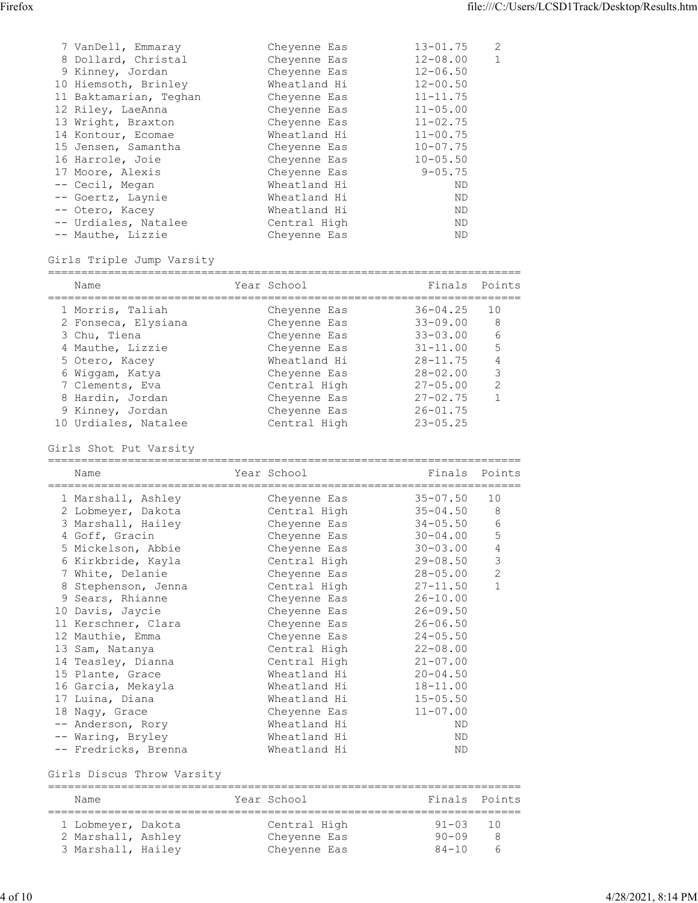| | Name | Year | School | Finals | Points |
|---|---|---|---|---|---|
| 7 | VanDell, Emmaray | | Cheyenne Eas | 13-01.75 | 2 |
| 8 | Dollard, Christal | | Cheyenne Eas | 12-08.00 | 1 |
| 9 | Kinney, Jordan | | Cheyenne Eas | 12-06.50 | |
| 10 | Hiemsoth, Brinley | | Wheatland Hi | 12-00.50 | |
| 11 | Baktamarian, Teghan | | Cheyenne Eas | 11-11.75 | |
| 12 | Riley, LaeAnna | | Cheyenne Eas | 11-05.00 | |
| 13 | Wright, Braxton | | Cheyenne Eas | 11-02.75 | |
| 14 | Kontour, Ecomae | | Wheatland Hi | 11-00.75 | |
| 15 | Jensen, Samantha | | Cheyenne Eas | 10-07.75 | |
| 16 | Harrole, Joie | | Cheyenne Eas | 10-05.50 | |
| 17 | Moore, Alexis | | Cheyenne Eas | 9-05.75 | |
| -- | Cecil, Megan | | Wheatland Hi | ND | |
| -- | Goertz, Laynie | | Wheatland Hi | ND | |
| -- | Otero, Kacey | | Wheatland Hi | ND | |
| -- | Urdiales, Natalee | | Central High | ND | |
| -- | Mauthe, Lizzie | | Cheyenne Eas | ND | |

Girls Triple Jump Varsity

| | Name | Year | School | Finals | Points |
|---|---|---|---|---|---|
| 1 | Morris, Taliah | | Cheyenne Eas | 36-04.25 | 10 |
| 2 | Fonseca, Elysiana | | Cheyenne Eas | 33-09.00 | 8 |
| 3 | Chu, Tiena | | Cheyenne Eas | 33-03.00 | 6 |
| 4 | Mauthe, Lizzie | | Cheyenne Eas | 31-11.00 | 5 |
| 5 | Otero, Kacey | | Wheatland Hi | 28-11.75 | 4 |
| 6 | Wiggam, Katya | | Cheyenne Eas | 28-02.00 | 3 |
| 7 | Clements, Eva | | Central High | 27-05.00 | 2 |
| 8 | Hardin, Jordan | | Cheyenne Eas | 27-02.75 | 1 |
| 9 | Kinney, Jordan | | Cheyenne Eas | 26-01.75 | |
| 10 | Urdiales, Natalee | | Central High | 23-05.25 | |

Girls Shot Put Varsity

| | Name | Year | School | Finals | Points |
|---|---|---|---|---|---|
| 1 | Marshall, Ashley | | Cheyenne Eas | 35-07.50 | 10 |
| 2 | Lobmeyer, Dakota | | Central High | 35-04.50 | 8 |
| 3 | Marshall, Hailey | | Cheyenne Eas | 34-05.50 | 6 |
| 4 | Goff, Gracin | | Cheyenne Eas | 30-04.00 | 5 |
| 5 | Mickelson, Abbie | | Cheyenne Eas | 30-03.00 | 4 |
| 6 | Kirkbride, Kayla | | Central High | 29-08.50 | 3 |
| 7 | White, Delanie | | Cheyenne Eas | 28-05.00 | 2 |
| 8 | Stephenson, Jenna | | Central High | 27-11.50 | 1 |
| 9 | Sears, Rhianne | | Cheyenne Eas | 26-10.00 | |
| 10 | Davis, Jaycie | | Cheyenne Eas | 26-09.50 | |
| 11 | Kerschner, Clara | | Cheyenne Eas | 26-06.50 | |
| 12 | Mauthie, Emma | | Cheyenne Eas | 24-05.50 | |
| 13 | Sam, Natanya | | Central High | 22-08.00 | |
| 14 | Teasley, Dianna | | Central High | 21-07.00 | |
| 15 | Plante, Grace | | Wheatland Hi | 20-04.50 | |
| 16 | Garcia, Mekayla | | Wheatland Hi | 18-11.00 | |
| 17 | Luina, Diana | | Wheatland Hi | 15-05.50 | |
| 18 | Nagy, Grace | | Cheyenne Eas | 11-07.00 | |
| -- | Anderson, Rory | | Wheatland Hi | ND | |
| -- | Waring, Bryley | | Wheatland Hi | ND | |
| -- | Fredricks, Brenna | | Wheatland Hi | ND | |

Girls Discus Throw Varsity

| | Name | Year | School | Finals | Points |
|---|---|---|---|---|---|
| 1 | Lobmeyer, Dakota | | Central High | 91-03 | 10 |
| 2 | Marshall, Ashley | | Cheyenne Eas | 90-09 | 8 |
| 3 | Marshall, Hailey | | Cheyenne Eas | 84-10 | 6 |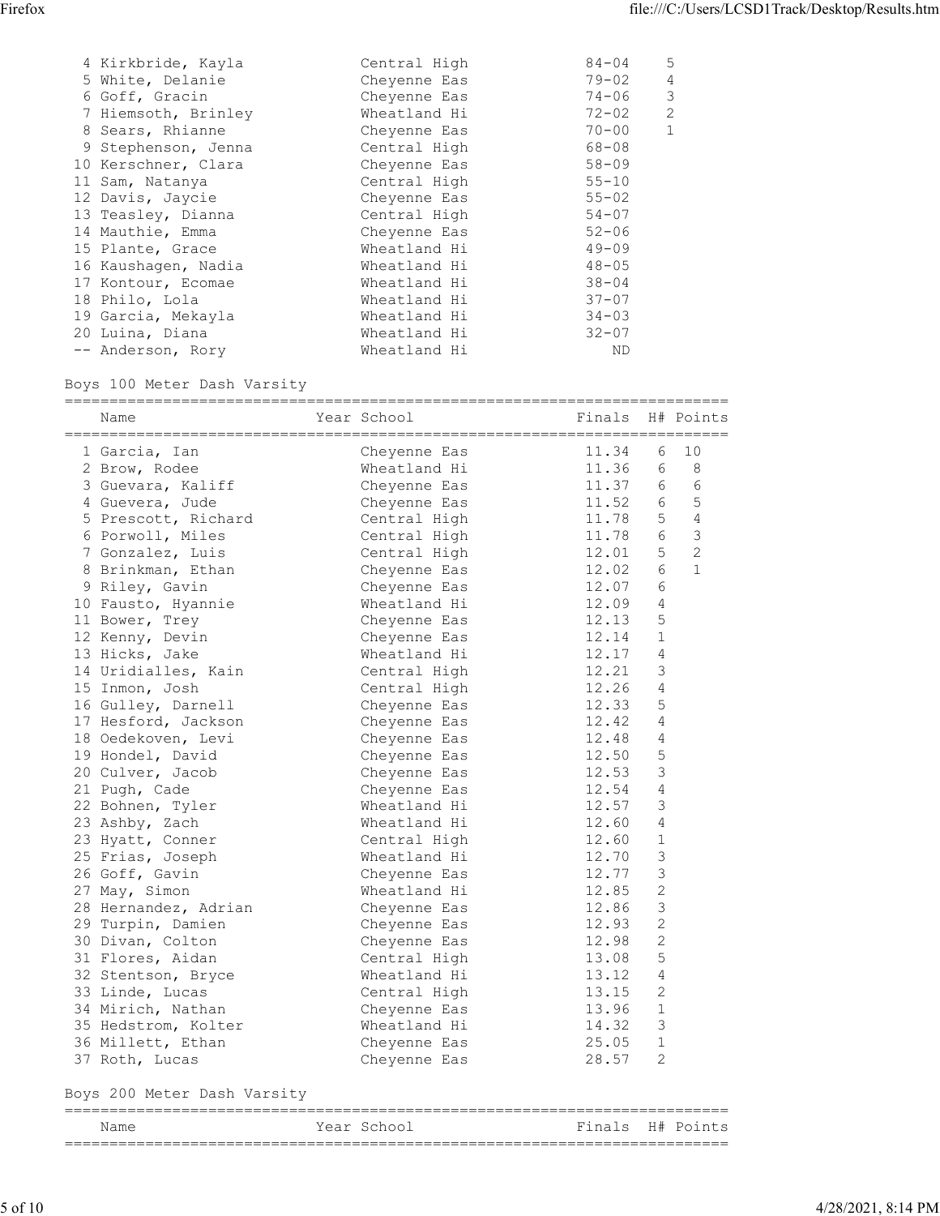| Place | Name | School | Mark | Points |
|---|---|---|---|---|
| 4 | Kirkbride, Kayla | Central High | 84-04 | 5 |
| 5 | White, Delanie | Cheyenne Eas | 79-02 | 4 |
| 6 | Goff, Gracin | Cheyenne Eas | 74-06 | 3 |
| 7 | Hiemsoth, Brinley | Wheatland Hi | 72-02 | 2 |
| 8 | Sears, Rhianne | Cheyenne Eas | 70-00 | 1 |
| 9 | Stephenson, Jenna | Central High | 68-08 | |
| 10 | Kerschner, Clara | Cheyenne Eas | 58-09 | |
| 11 | Sam, Natanya | Central High | 55-10 | |
| 12 | Davis, Jaycie | Cheyenne Eas | 55-02 | |
| 13 | Teasley, Dianna | Central High | 54-07 | |
| 14 | Mauthie, Emma | Cheyenne Eas | 52-06 | |
| 15 | Plante, Grace | Wheatland Hi | 49-09 | |
| 16 | Kaushagen, Nadia | Wheatland Hi | 48-05 | |
| 17 | Kontour, Ecomae | Wheatland Hi | 38-04 | |
| 18 | Philo, Lola | Wheatland Hi | 37-07 | |
| 19 | Garcia, Mekayla | Wheatland Hi | 34-03 | |
| 20 | Luina, Diana | Wheatland Hi | 32-07 | |
| -- | Anderson, Rory | Wheatland Hi | ND | |

## Boys 100 Meter Dash Varsity

| | Name | Year | School | Finals | H# | Points |
|---|---|---|---|---|---|---|
| 1 | Garcia, Ian | | Cheyenne Eas | 11.34 | 6 | 10 |
| 2 | Brow, Rodee | | Wheatland Hi | 11.36 | 6 | 8 |
| 3 | Guevara, Kaliff | | Cheyenne Eas | 11.37 | 6 | 6 |
| 4 | Guevera, Jude | | Cheyenne Eas | 11.52 | 6 | 5 |
| 5 | Prescott, Richard | | Central High | 11.78 | 5 | 4 |
| 6 | Porwoll, Miles | | Central High | 11.78 | 6 | 3 |
| 7 | Gonzalez, Luis | | Central High | 12.01 | 5 | 2 |
| 8 | Brinkman, Ethan | | Cheyenne Eas | 12.02 | 6 | 1 |
| 9 | Riley, Gavin | | Cheyenne Eas | 12.07 | 6 | |
| 10 | Fausto, Hyannie | | Wheatland Hi | 12.09 | 4 | |
| 11 | Bower, Trey | | Cheyenne Eas | 12.13 | 5 | |
| 12 | Kenny, Devin | | Cheyenne Eas | 12.14 | 1 | |
| 13 | Hicks, Jake | | Wheatland Hi | 12.17 | 4 | |
| 14 | Uridialles, Kain | | Central High | 12.21 | 3 | |
| 15 | Inmon, Josh | | Central High | 12.26 | 4 | |
| 16 | Gulley, Darnell | | Cheyenne Eas | 12.33 | 5 | |
| 17 | Hesford, Jackson | | Cheyenne Eas | 12.42 | 4 | |
| 18 | Oedekoven, Levi | | Cheyenne Eas | 12.48 | 4 | |
| 19 | Hondel, David | | Cheyenne Eas | 12.50 | 5 | |
| 20 | Culver, Jacob | | Cheyenne Eas | 12.53 | 3 | |
| 21 | Pugh, Cade | | Cheyenne Eas | 12.54 | 4 | |
| 22 | Bohnen, Tyler | | Wheatland Hi | 12.57 | 3 | |
| 23 | Ashby, Zach | | Wheatland Hi | 12.60 | 4 | |
| 23 | Hyatt, Conner | | Central High | 12.60 | 1 | |
| 25 | Frias, Joseph | | Wheatland Hi | 12.70 | 3 | |
| 26 | Goff, Gavin | | Cheyenne Eas | 12.77 | 3 | |
| 27 | May, Simon | | Wheatland Hi | 12.85 | 2 | |
| 28 | Hernandez, Adrian | | Cheyenne Eas | 12.86 | 3 | |
| 29 | Turpin, Damien | | Cheyenne Eas | 12.93 | 2 | |
| 30 | Divan, Colton | | Cheyenne Eas | 12.98 | 2 | |
| 31 | Flores, Aidan | | Central High | 13.08 | 5 | |
| 32 | Stentson, Bryce | | Wheatland Hi | 13.12 | 4 | |
| 33 | Linde, Lucas | | Central High | 13.15 | 2 | |
| 34 | Mirich, Nathan | | Cheyenne Eas | 13.96 | 1 | |
| 35 | Hedstrom, Kolter | | Wheatland Hi | 14.32 | 3 | |
| 36 | Millett, Ethan | | Cheyenne Eas | 25.05 | 1 | |
| 37 | Roth, Lucas | | Cheyenne Eas | 28.57 | 2 | |

## Boys 200 Meter Dash Varsity

| | Name | Year | School | Finals | H# | Points |
|---|---|---|---|---|---|---|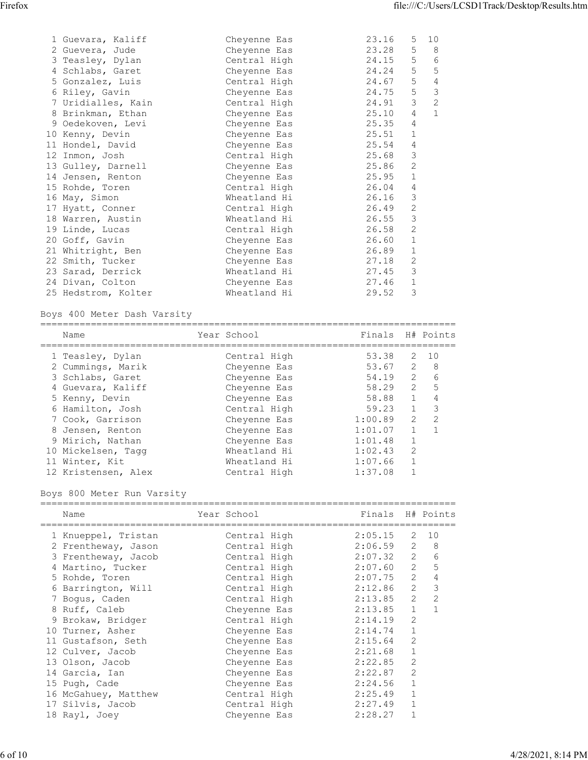| Place | Name | Year | School | Finals | H# | Points |
|---|---|---|---|---|---|---|
| 1 | Guevara, Kaliff | | Cheyenne Eas | 23.16 | 5 | 10 |
| 2 | Guevera, Jude | | Cheyenne Eas | 23.28 | 5 | 8 |
| 3 | Teasley, Dylan | | Central High | 24.15 | 5 | 6 |
| 4 | Schlabs, Garet | | Cheyenne Eas | 24.24 | 5 | 5 |
| 5 | Gonzalez, Luis | | Central High | 24.67 | 5 | 4 |
| 6 | Riley, Gavin | | Cheyenne Eas | 24.75 | 5 | 3 |
| 7 | Uridialles, Kain | | Central High | 24.91 | 3 | 2 |
| 8 | Brinkman, Ethan | | Cheyenne Eas | 25.10 | 4 | 1 |
| 9 | Oedekoven, Levi | | Cheyenne Eas | 25.35 | 4 | |
| 10 | Kenny, Devin | | Cheyenne Eas | 25.51 | 1 | |
| 11 | Hondel, David | | Cheyenne Eas | 25.54 | 4 | |
| 12 | Inmon, Josh | | Central High | 25.68 | 3 | |
| 13 | Gulley, Darnell | | Cheyenne Eas | 25.86 | 2 | |
| 14 | Jensen, Renton | | Cheyenne Eas | 25.95 | 1 | |
| 15 | Rohde, Toren | | Central High | 26.04 | 4 | |
| 16 | May, Simon | | Wheatland Hi | 26.16 | 3 | |
| 17 | Hyatt, Conner | | Central High | 26.49 | 2 | |
| 18 | Warren, Austin | | Wheatland Hi | 26.55 | 3 | |
| 19 | Linde, Lucas | | Central High | 26.58 | 2 | |
| 20 | Goff, Gavin | | Cheyenne Eas | 26.60 | 1 | |
| 21 | Whitright, Ben | | Cheyenne Eas | 26.89 | 1 | |
| 22 | Smith, Tucker | | Cheyenne Eas | 27.18 | 2 | |
| 23 | Sarad, Derrick | | Wheatland Hi | 27.45 | 3 | |
| 24 | Divan, Colton | | Cheyenne Eas | 27.46 | 1 | |
| 25 | Hedstrom, Kolter | | Wheatland Hi | 29.52 | 3 | |

## Boys 400 Meter Dash Varsity

| Place | Name | Year | School | Finals | H# | Points |
|---|---|---|---|---|---|---|
| 1 | Teasley, Dylan | | Central High | 53.38 | 2 | 10 |
| 2 | Cummings, Marik | | Cheyenne Eas | 53.67 | 2 | 8 |
| 3 | Schlabs, Garet | | Cheyenne Eas | 54.19 | 2 | 6 |
| 4 | Guevara, Kaliff | | Cheyenne Eas | 58.29 | 2 | 5 |
| 5 | Kenny, Devin | | Cheyenne Eas | 58.88 | 1 | 4 |
| 6 | Hamilton, Josh | | Central High | 59.23 | 1 | 3 |
| 7 | Cook, Garrison | | Cheyenne Eas | 1:00.89 | 2 | 2 |
| 8 | Jensen, Renton | | Cheyenne Eas | 1:01.07 | 1 | 1 |
| 9 | Mirich, Nathan | | Cheyenne Eas | 1:01.48 | 1 | |
| 10 | Mickelsen, Tagg | | Wheatland Hi | 1:02.43 | 2 | |
| 11 | Winter, Kit | | Wheatland Hi | 1:07.66 | 1 | |
| 12 | Kristensen, Alex | | Central High | 1:37.08 | 1 | |

## Boys 800 Meter Run Varsity

| Place | Name | Year | School | Finals | H# | Points |
|---|---|---|---|---|---|---|
| 1 | Knueppel, Tristan | | Central High | 2:05.15 | 2 | 10 |
| 2 | Frentheway, Jason | | Central High | 2:06.59 | 2 | 8 |
| 3 | Frentheway, Jacob | | Central High | 2:07.32 | 2 | 6 |
| 4 | Martino, Tucker | | Central High | 2:07.60 | 2 | 5 |
| 5 | Rohde, Toren | | Central High | 2:07.75 | 2 | 4 |
| 6 | Barrington, Will | | Central High | 2:12.86 | 2 | 3 |
| 7 | Bogus, Caden | | Central High | 2:13.85 | 2 | 2 |
| 8 | Ruff, Caleb | | Cheyenne Eas | 2:13.85 | 1 | 1 |
| 9 | Brokaw, Bridger | | Central High | 2:14.19 | 2 | |
| 10 | Turner, Asher | | Cheyenne Eas | 2:14.74 | 1 | |
| 11 | Gustafson, Seth | | Cheyenne Eas | 2:15.64 | 2 | |
| 12 | Culver, Jacob | | Cheyenne Eas | 2:21.68 | 1 | |
| 13 | Olson, Jacob | | Cheyenne Eas | 2:22.85 | 2 | |
| 14 | Garcia, Ian | | Cheyenne Eas | 2:22.87 | 2 | |
| 15 | Pugh, Cade | | Cheyenne Eas | 2:24.56 | 1 | |
| 16 | McGahuey, Matthew | | Central High | 2:25.49 | 1 | |
| 17 | Silvis, Jacob | | Central High | 2:27.49 | 1 | |
| 18 | Rayl, Joey | | Cheyenne Eas | 2:28.27 | 1 | |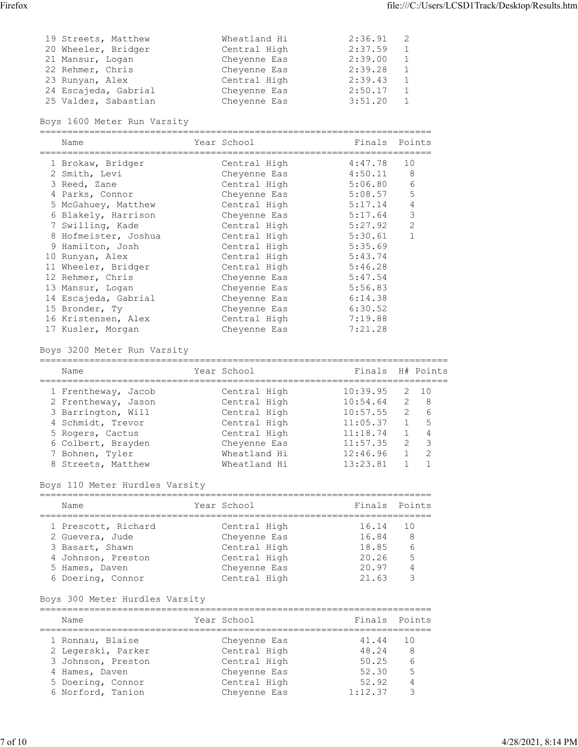| | Name | Year | School | Finals | Points |
|---|---|---|---|---|---|
| 19 | Streets, Matthew | | Wheatland Hi | 2:36.91 | 2 |
| 20 | Wheeler, Bridger | | Central High | 2:37.59 | 1 |
| 21 | Mansur, Logan | | Cheyenne Eas | 2:39.00 | 1 |
| 22 | Rehmer, Chris | | Cheyenne Eas | 2:39.28 | 1 |
| 23 | Runyan, Alex | | Central High | 2:39.43 | 1 |
| 24 | Escajeda, Gabrial | | Cheyenne Eas | 2:50.17 | 1 |
| 25 | Valdez, Sabastian | | Cheyenne Eas | 3:51.20 | 1 |

## Boys 1600 Meter Run Varsity

| | Name | Year | School | Finals | Points |
|---|---|---|---|---|---|
| 1 | Brokaw, Bridger | | Central High | 4:47.78 | 10 |
| 2 | Smith, Levi | | Cheyenne Eas | 4:50.11 | 8 |
| 3 | Reed, Zane | | Central High | 5:06.80 | 6 |
| 4 | Parks, Connor | | Cheyenne Eas | 5:08.57 | 5 |
| 5 | McGahuey, Matthew | | Central High | 5:17.14 | 4 |
| 6 | Blakely, Harrison | | Cheyenne Eas | 5:17.64 | 3 |
| 7 | Swilling, Kade | | Central High | 5:27.92 | 2 |
| 8 | Hofmeister, Joshua | | Central High | 5:30.61 | 1 |
| 9 | Hamilton, Josh | | Central High | 5:35.69 | |
| 10 | Runyan, Alex | | Central High | 5:43.74 | |
| 11 | Wheeler, Bridger | | Central High | 5:46.28 | |
| 12 | Rehmer, Chris | | Cheyenne Eas | 5:47.54 | |
| 13 | Mansur, Logan | | Cheyenne Eas | 5:56.83 | |
| 14 | Escajeda, Gabrial | | Cheyenne Eas | 6:14.38 | |
| 15 | Bronder, Ty | | Cheyenne Eas | 6:30.52 | |
| 16 | Kristensen, Alex | | Central High | 7:19.88 | |
| 17 | Kusler, Morgan | | Cheyenne Eas | 7:21.28 | |

## Boys 3200 Meter Run Varsity

| | Name | Year | School | Finals | H# | Points |
|---|---|---|---|---|---|---|
| 1 | Frentheway, Jacob | | Central High | 10:39.95 | 2 | 10 |
| 2 | Frentheway, Jason | | Central High | 10:54.64 | 2 | 8 |
| 3 | Barrington, Will | | Central High | 10:57.55 | 2 | 6 |
| 4 | Schmidt, Trevor | | Central High | 11:05.37 | 1 | 5 |
| 5 | Rogers, Cactus | | Central High | 11:18.74 | 1 | 4 |
| 6 | Colbert, Brayden | | Cheyenne Eas | 11:57.35 | 2 | 3 |
| 7 | Bohnen, Tyler | | Wheatland Hi | 12:46.96 | 1 | 2 |
| 8 | Streets, Matthew | | Wheatland Hi | 13:23.81 | 1 | 1 |

## Boys 110 Meter Hurdles Varsity

| | Name | Year | School | Finals | Points |
|---|---|---|---|---|---|
| 1 | Prescott, Richard | | Central High | 16.14 | 10 |
| 2 | Guevera, Jude | | Cheyenne Eas | 16.84 | 8 |
| 3 | Basart, Shawn | | Central High | 18.85 | 6 |
| 4 | Johnson, Preston | | Central High | 20.26 | 5 |
| 5 | Hames, Daven | | Cheyenne Eas | 20.97 | 4 |
| 6 | Doering, Connor | | Central High | 21.63 | 3 |

## Boys 300 Meter Hurdles Varsity

| | Name | Year | School | Finals | Points |
|---|---|---|---|---|---|
| 1 | Ronnau, Blaise | | Cheyenne Eas | 41.44 | 10 |
| 2 | Legerski, Parker | | Central High | 48.24 | 8 |
| 3 | Johnson, Preston | | Central High | 50.25 | 6 |
| 4 | Hames, Daven | | Cheyenne Eas | 52.30 | 5 |
| 5 | Doering, Connor | | Central High | 52.92 | 4 |
| 6 | Norford, Tanion | | Cheyenne Eas | 1:12.37 | 3 |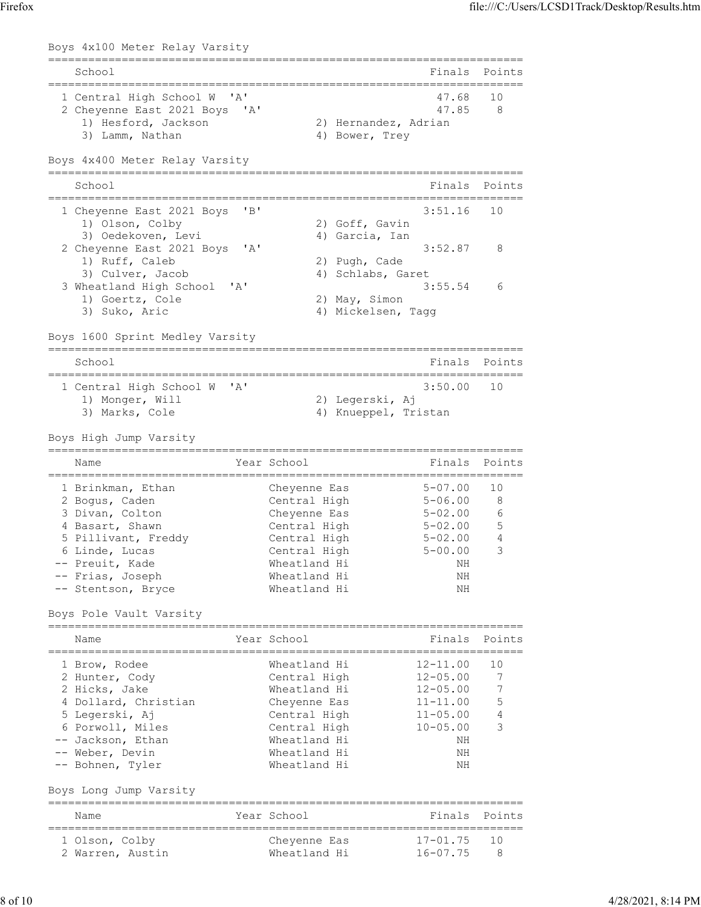## Boys 4x100 Meter Relay Varsity

| | School | Finals | Points |
|---|---|---|---|
| 1 | Central High School W 'A' | 47.68 | 10 |
| 2 | Cheyenne East 2021 Boys 'A' | 47.85 | 8 |
| | 1) Hesford, Jackson; 2) Hernandez, Adrian; 3) Lamm, Nathan; 4) Bower, Trey | | |

## Boys 4x400 Meter Relay Varsity

| | School | Finals | Points |
|---|---|---|---|
| 1 | Cheyenne East 2021 Boys 'B' | 3:51.16 | 10 |
| | 1) Olson, Colby; 2) Goff, Gavin; 3) Oedekoven, Levi; 4) Garcia, Ian | | |
| 2 | Cheyenne East 2021 Boys 'A' | 3:52.87 | 8 |
| | 1) Ruff, Caleb; 2) Pugh, Cade; 3) Culver, Jacob; 4) Schlabs, Garet | | |
| 3 | Wheatland High School 'A' | 3:55.54 | 6 |
| | 1) Goertz, Cole; 2) May, Simon; 3) Suko, Aric; 4) Mickelsen, Tagg | | |

## Boys 1600 Sprint Medley Varsity

| | School | Finals | Points |
|---|---|---|---|
| 1 | Central High School W 'A' | 3:50.00 | 10 |
| | 1) Monger, Will; 2) Legerski, Aj; 3) Marks, Cole; 4) Knueppel, Tristan | | |

## Boys High Jump Varsity

| | Name | Year | School | Finals | Points |
|---|---|---|---|---|---|
| 1 | Brinkman, Ethan | | Cheyenne Eas | 5-07.00 | 10 |
| 2 | Bogus, Caden | | Central High | 5-06.00 | 8 |
| 3 | Divan, Colton | | Cheyenne Eas | 5-02.00 | 6 |
| 4 | Basart, Shawn | | Central High | 5-02.00 | 5 |
| 5 | Pillivant, Freddy | | Central High | 5-02.00 | 4 |
| 6 | Linde, Lucas | | Central High | 5-00.00 | 3 |
| -- | Preuit, Kade | | Wheatland Hi | NH | |
| -- | Frias, Joseph | | Wheatland Hi | NH | |
| -- | Stentson, Bryce | | Wheatland Hi | NH | |

## Boys Pole Vault Varsity

| | Name | Year | School | Finals | Points |
|---|---|---|---|---|---|
| 1 | Brow, Rodee | | Wheatland Hi | 12-11.00 | 10 |
| 2 | Hunter, Cody | | Central High | 12-05.00 | 7 |
| 2 | Hicks, Jake | | Wheatland Hi | 12-05.00 | 7 |
| 4 | Dollard, Christian | | Cheyenne Eas | 11-11.00 | 5 |
| 5 | Legerski, Aj | | Central High | 11-05.00 | 4 |
| 6 | Porwoll, Miles | | Central High | 10-05.00 | 3 |
| -- | Jackson, Ethan | | Wheatland Hi | NH | |
| -- | Weber, Devin | | Wheatland Hi | NH | |
| -- | Bohnen, Tyler | | Wheatland Hi | NH | |

## Boys Long Jump Varsity

| | Name | Year | School | Finals | Points |
|---|---|---|---|---|---|
| 1 | Olson, Colby | | Cheyenne Eas | 17-01.75 | 10 |
| 2 | Warren, Austin | | Wheatland Hi | 16-07.75 | 8 |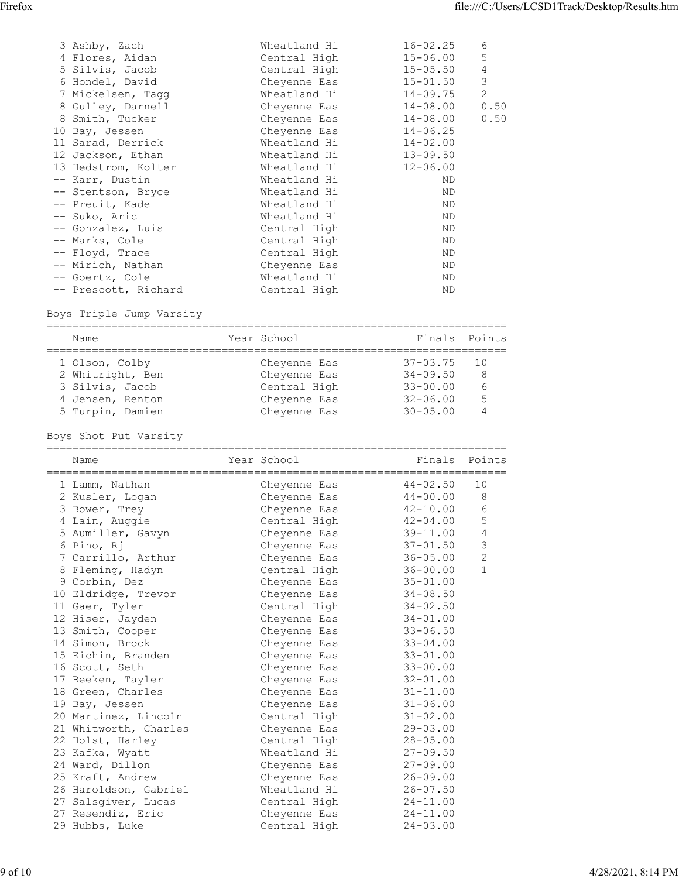| Place | Name | Year | School | Finals | Points |
|---|---|---|---|---|---|
| 3 | Ashby, Zach | | Wheatland Hi | 16-02.25 | 6 |
| 4 | Flores, Aidan | | Central High | 15-06.00 | 5 |
| 5 | Silvis, Jacob | | Central High | 15-05.50 | 4 |
| 6 | Hondel, David | | Cheyenne Eas | 15-01.50 | 3 |
| 7 | Mickelsen, Tagg | | Wheatland Hi | 14-09.75 | 2 |
| 8 | Gulley, Darnell | | Cheyenne Eas | 14-08.00 | 0.50 |
| 8 | Smith, Tucker | | Cheyenne Eas | 14-08.00 | 0.50 |
| 10 | Bay, Jessen | | Cheyenne Eas | 14-06.25 | |
| 11 | Sarad, Derrick | | Wheatland Hi | 14-02.00 | |
| 12 | Jackson, Ethan | | Wheatland Hi | 13-09.50 | |
| 13 | Hedstrom, Kolter | | Wheatland Hi | 12-06.00 | |
| -- | Karr, Dustin | | Wheatland Hi | ND | |
| -- | Stentson, Bryce | | Wheatland Hi | ND | |
| -- | Preuit, Kade | | Wheatland Hi | ND | |
| -- | Suko, Aric | | Wheatland Hi | ND | |
| -- | Gonzalez, Luis | | Central High | ND | |
| -- | Marks, Cole | | Central High | ND | |
| -- | Floyd, Trace | | Central High | ND | |
| -- | Mirich, Nathan | | Cheyenne Eas | ND | |
| -- | Goertz, Cole | | Wheatland Hi | ND | |
| -- | Prescott, Richard | | Central High | ND | |

Boys Triple Jump Varsity

| Place | Name | Year | School | Finals | Points |
|---|---|---|---|---|---|
| 1 | Olson, Colby | | Cheyenne Eas | 37-03.75 | 10 |
| 2 | Whitright, Ben | | Cheyenne Eas | 34-09.50 | 8 |
| 3 | Silvis, Jacob | | Central High | 33-00.00 | 6 |
| 4 | Jensen, Renton | | Cheyenne Eas | 32-06.00 | 5 |
| 5 | Turpin, Damien | | Cheyenne Eas | 30-05.00 | 4 |

Boys Shot Put Varsity

| Place | Name | Year | School | Finals | Points |
|---|---|---|---|---|---|
| 1 | Lamm, Nathan | | Cheyenne Eas | 44-02.50 | 10 |
| 2 | Kusler, Logan | | Cheyenne Eas | 44-00.00 | 8 |
| 3 | Bower, Trey | | Cheyenne Eas | 42-10.00 | 6 |
| 4 | Lain, Auggie | | Central High | 42-04.00 | 5 |
| 5 | Aumiller, Gavyn | | Cheyenne Eas | 39-11.00 | 4 |
| 6 | Pino, Rj | | Cheyenne Eas | 37-01.50 | 3 |
| 7 | Carrillo, Arthur | | Cheyenne Eas | 36-05.00 | 2 |
| 8 | Fleming, Hadyn | | Central High | 36-00.00 | 1 |
| 9 | Corbin, Dez | | Cheyenne Eas | 35-01.00 | |
| 10 | Eldridge, Trevor | | Cheyenne Eas | 34-08.50 | |
| 11 | Gaer, Tyler | | Central High | 34-02.50 | |
| 12 | Hiser, Jayden | | Cheyenne Eas | 34-01.00 | |
| 13 | Smith, Cooper | | Cheyenne Eas | 33-06.50 | |
| 14 | Simon, Brock | | Cheyenne Eas | 33-04.00 | |
| 15 | Eichin, Branden | | Cheyenne Eas | 33-01.00 | |
| 16 | Scott, Seth | | Cheyenne Eas | 33-00.00 | |
| 17 | Beeken, Tayler | | Cheyenne Eas | 32-01.00 | |
| 18 | Green, Charles | | Cheyenne Eas | 31-11.00 | |
| 19 | Bay, Jessen | | Cheyenne Eas | 31-06.00 | |
| 20 | Martinez, Lincoln | | Central High | 31-02.00 | |
| 21 | Whitworth, Charles | | Cheyenne Eas | 29-03.00 | |
| 22 | Holst, Harley | | Central High | 28-05.00 | |
| 23 | Kafka, Wyatt | | Wheatland Hi | 27-09.50 | |
| 24 | Ward, Dillon | | Cheyenne Eas | 27-09.00 | |
| 25 | Kraft, Andrew | | Cheyenne Eas | 26-09.00 | |
| 26 | Haroldson, Gabriel | | Wheatland Hi | 26-07.50 | |
| 27 | Salsgiver, Lucas | | Central High | 24-11.00 | |
| 27 | Resendiz, Eric | | Cheyenne Eas | 24-11.00 | |
| 29 | Hubbs, Luke | | Central High | 24-03.00 | |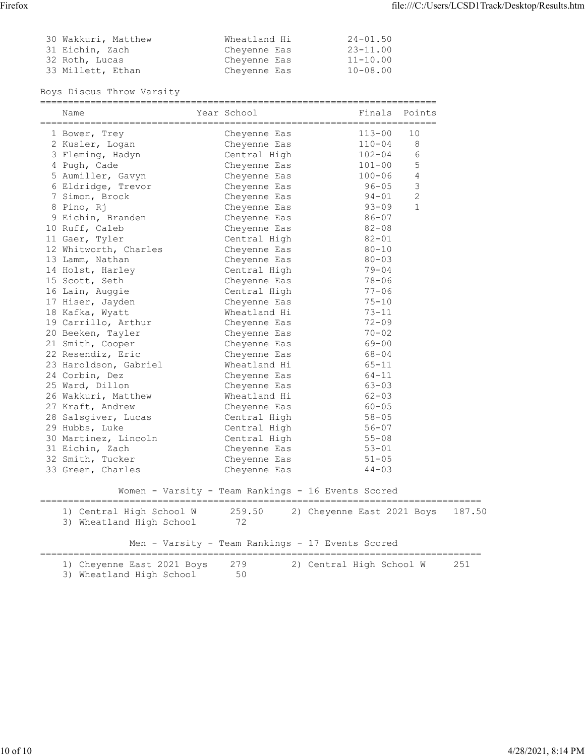| | | | |
|---|---|---|---|
| 30 | Wakkuri, Matthew | Wheatland Hi | 24-01.50 |
| 31 | Eichin, Zach | Cheyenne Eas | 23-11.00 |
| 32 | Roth, Lucas | Cheyenne Eas | 11-10.00 |
| 33 | Millett, Ethan | Cheyenne Eas | 10-08.00 |

Boys Discus Throw Varsity

| | Name | Year | School | Finals | Points |
|---|---|---|---|---|---|
| 1 | Bower, Trey | | Cheyenne Eas | 113-00 | 10 |
| 2 | Kusler, Logan | | Cheyenne Eas | 110-04 | 8 |
| 3 | Fleming, Hadyn | | Central High | 102-04 | 6 |
| 4 | Pugh, Cade | | Cheyenne Eas | 101-00 | 5 |
| 5 | Aumiller, Gavyn | | Cheyenne Eas | 100-06 | 4 |
| 6 | Eldridge, Trevor | | Cheyenne Eas | 96-05 | 3 |
| 7 | Simon, Brock | | Cheyenne Eas | 94-01 | 2 |
| 8 | Pino, Rj | | Cheyenne Eas | 93-09 | 1 |
| 9 | Eichin, Branden | | Cheyenne Eas | 86-07 | |
| 10 | Ruff, Caleb | | Cheyenne Eas | 82-08 | |
| 11 | Gaer, Tyler | | Central High | 82-01 | |
| 12 | Whitworth, Charles | | Cheyenne Eas | 80-10 | |
| 13 | Lamm, Nathan | | Cheyenne Eas | 80-03 | |
| 14 | Holst, Harley | | Central High | 79-04 | |
| 15 | Scott, Seth | | Cheyenne Eas | 78-06 | |
| 16 | Lain, Auggie | | Central High | 77-06 | |
| 17 | Hiser, Jayden | | Cheyenne Eas | 75-10 | |
| 18 | Kafka, Wyatt | | Wheatland Hi | 73-11 | |
| 19 | Carrillo, Arthur | | Cheyenne Eas | 72-09 | |
| 20 | Beeken, Tayler | | Cheyenne Eas | 70-02 | |
| 21 | Smith, Cooper | | Cheyenne Eas | 69-00 | |
| 22 | Resendiz, Eric | | Cheyenne Eas | 68-04 | |
| 23 | Haroldson, Gabriel | | Wheatland Hi | 65-11 | |
| 24 | Corbin, Dez | | Cheyenne Eas | 64-11 | |
| 25 | Ward, Dillon | | Cheyenne Eas | 63-03 | |
| 26 | Wakkuri, Matthew | | Wheatland Hi | 62-03 | |
| 27 | Kraft, Andrew | | Cheyenne Eas | 60-05 | |
| 28 | Salsgiver, Lucas | | Central High | 58-05 | |
| 29 | Hubbs, Luke | | Central High | 56-07 | |
| 30 | Martinez, Lincoln | | Central High | 55-08 | |
| 31 | Eichin, Zach | | Cheyenne Eas | 53-01 | |
| 32 | Smith, Tucker | | Cheyenne Eas | 51-05 | |
| 33 | Green, Charles | | Cheyenne Eas | 44-03 | |

Women - Varsity - Team Rankings - 16 Events Scored

| | | | | | |
|---|---|---|---|---|---|
| 1) | Central High School W | 259.50 | 2) | Cheyenne East 2021 Boys | 187.50 |
| 3) | Wheatland High School | 72 | | | |

Men - Varsity - Team Rankings - 17 Events Scored

| | | | | | |
|---|---|---|---|---|---|
| 1) | Cheyenne East 2021 Boys | 279 | 2) | Central High School W | 251 |
| 3) | Wheatland High School | 50 | | | |